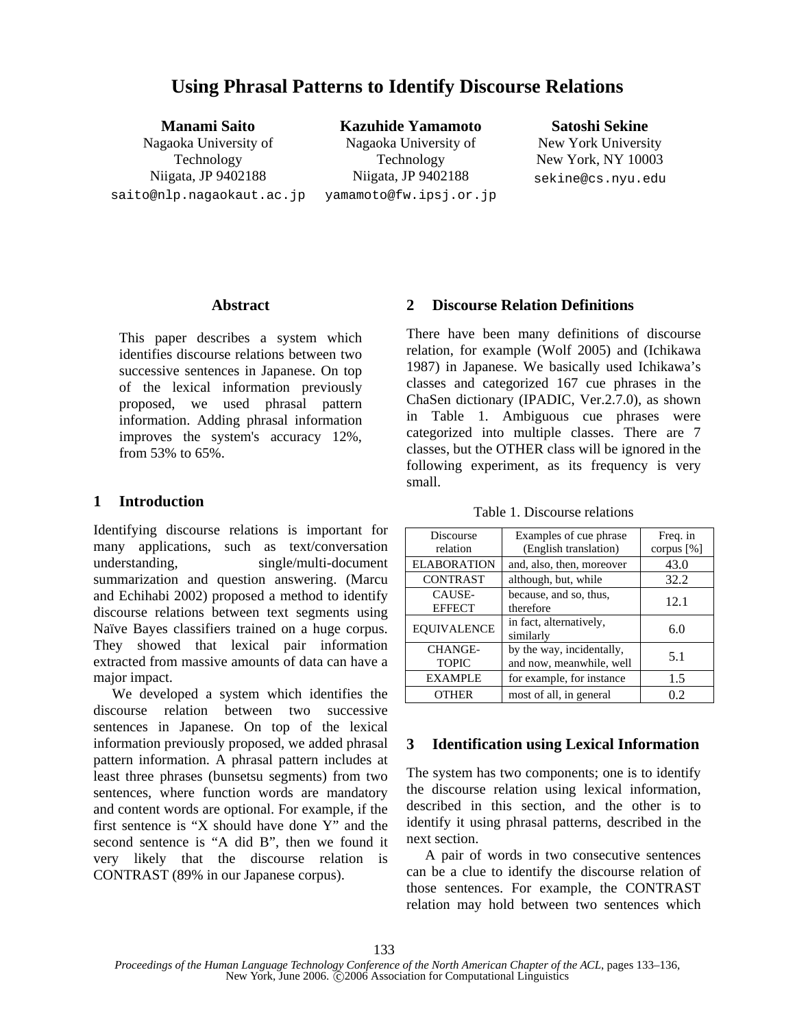# Using Phrasal Patterns to Identify Discourse Relations

**Manami Saito**
Nagaoka University of Technology
Niigata, JP 9402188
saito@nlp.nagaokaut.ac.jp

**Kazuhide Yamamoto**
Nagaoka University of Technology
Niigata, JP 9402188
yamamoto@fw.ipsj.or.jp

**Satoshi Sekine**
New York University
New York, NY 10003
sekine@cs.nyu.edu

## Abstract

This paper describes a system which identifies discourse relations between two successive sentences in Japanese. On top of the lexical information previously proposed, we used phrasal pattern information. Adding phrasal information improves the system's accuracy 12%, from 53% to 65%.

## 1 Introduction

Identifying discourse relations is important for many applications, such as text/conversation understanding, single/multi-document summarization and question answering. (Marcu and Echihabi 2002) proposed a method to identify discourse relations between text segments using Naïve Bayes classifiers trained on a huge corpus. They showed that lexical pair information extracted from massive amounts of data can have a major impact.

We developed a system which identifies the discourse relation between two successive sentences in Japanese. On top of the lexical information previously proposed, we added phrasal pattern information. A phrasal pattern includes at least three phrases (bunsetsu segments) from two sentences, where function words are mandatory and content words are optional. For example, if the first sentence is "X should have done Y" and the second sentence is "A did B", then we found it very likely that the discourse relation is CONTRAST (89% in our Japanese corpus).

## 2 Discourse Relation Definitions

There have been many definitions of discourse relation, for example (Wolf 2005) and (Ichikawa 1987) in Japanese. We basically used Ichikawa's classes and categorized 167 cue phrases in the ChaSen dictionary (IPADIC, Ver.2.7.0), as shown in Table 1. Ambiguous cue phrases were categorized into multiple classes. There are 7 classes, but the OTHER class will be ignored in the following experiment, as its frequency is very small.

Table 1. Discourse relations

| Discourse relation | Examples of cue phrase (English translation) | Freq. in corpus [%] |
|---|---|---|
| ELABORATION | and, also, then, moreover | 43.0 |
| CONTRAST | although, but, while | 32.2 |
| CAUSE-EFFECT | because, and so, thus, therefore | 12.1 |
| EQUIVALENCE | in fact, alternatively, similarly | 6.0 |
| CHANGE-TOPIC | by the way, incidentally, and now, meanwhile, well | 5.1 |
| EXAMPLE | for example, for instance | 1.5 |
| OTHER | most of all, in general | 0.2 |

## 3 Identification using Lexical Information

The system has two components; one is to identify the discourse relation using lexical information, described in this section, and the other is to identify it using phrasal patterns, described in the next section.

A pair of words in two consecutive sentences can be a clue to identify the discourse relation of those sentences. For example, the CONTRAST relation may hold between two sentences which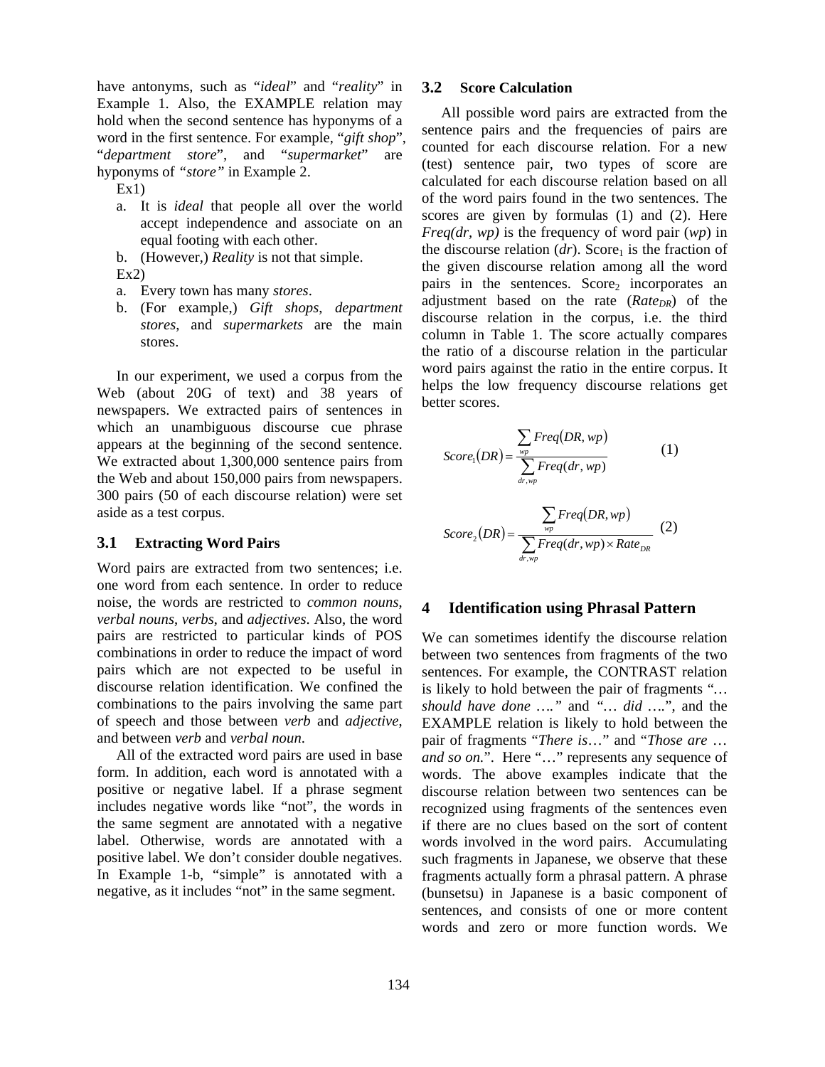have antonyms, such as "*ideal*" and "*reality*" in Example 1. Also, the EXAMPLE relation may hold when the second sentence has hyponyms of a word in the first sentence. For example, "*gift shop*", "*department store*", and "*supermarket*" are hyponyms of *"store"* in Example 2.

Ex1)

a. It is *ideal* that people all over the world accept independence and associate on an equal footing with each other.
b. (However,) *Reality* is not that simple.

Ex2)

a. Every town has many *stores*.
b. (For example,) *Gift shops*, *department stores*, and *supermarkets* are the main stores.

In our experiment, we used a corpus from the Web (about 20G of text) and 38 years of newspapers. We extracted pairs of sentences in which an unambiguous discourse cue phrase appears at the beginning of the second sentence. We extracted about 1,300,000 sentence pairs from the Web and about 150,000 pairs from newspapers. 300 pairs (50 of each discourse relation) were set aside as a test corpus.

### 3.1 Extracting Word Pairs

Word pairs are extracted from two sentences; i.e. one word from each sentence. In order to reduce noise, the words are restricted to *common nouns*, *verbal nouns*, *verbs*, and *adjectives*. Also, the word pairs are restricted to particular kinds of POS combinations in order to reduce the impact of word pairs which are not expected to be useful in discourse relation identification. We confined the combinations to the pairs involving the same part of speech and those between *verb* and *adjective*, and between *verb* and *verbal noun*.

All of the extracted word pairs are used in base form. In addition, each word is annotated with a positive or negative label. If a phrase segment includes negative words like "not", the words in the same segment are annotated with a negative label. Otherwise, words are annotated with a positive label. We don't consider double negatives. In Example 1-b, "simple" is annotated with a negative, as it includes "not" in the same segment.

### 3.2 Score Calculation

All possible word pairs are extracted from the sentence pairs and the frequencies of pairs are counted for each discourse relation. For a new (test) sentence pair, two types of score are calculated for each discourse relation based on all of the word pairs found in the two sentences. The scores are given by formulas (1) and (2). Here *Freq(dr, wp)* is the frequency of word pair (*wp*) in the discourse relation (*dr*). $\text{Score}_1$ is the fraction of the given discourse relation among all the word pairs in the sentences. $\text{Score}_2$ incorporates an adjustment based on the rate ($Rate_{DR}$) of the discourse relation in the corpus, i.e. the third column in Table 1. The score actually compares the ratio of a discourse relation in the particular word pairs against the ratio in the entire corpus. It helps the low frequency discourse relations get better scores.

$$Score_1(DR) = \frac{\sum_{wp} Freq(DR, wp)}{\sum_{dr,wp} Freq(dr, wp)} \quad (1)$$

$$Score_2(DR) = \frac{\sum_{wp} Freq(DR, wp)}{\sum_{dr,wp} Freq(dr, wp) \times Rate_{DR}} \quad (2)$$

## 4 Identification using Phrasal Pattern

We can sometimes identify the discourse relation between two sentences from fragments of the two sentences. For example, the CONTRAST relation is likely to hold between the pair of fragments "*… should have done ….*" and "*… did ….*", and the EXAMPLE relation is likely to hold between the pair of fragments "*There is*…" and "*Those are … and so on.*". Here "…" represents any sequence of words. The above examples indicate that the discourse relation between two sentences can be recognized using fragments of the sentences even if there are no clues based on the sort of content words involved in the word pairs. Accumulating such fragments in Japanese, we observe that these fragments actually form a phrasal pattern. A phrase (bunsetsu) in Japanese is a basic component of sentences, and consists of one or more content words and zero or more function words. We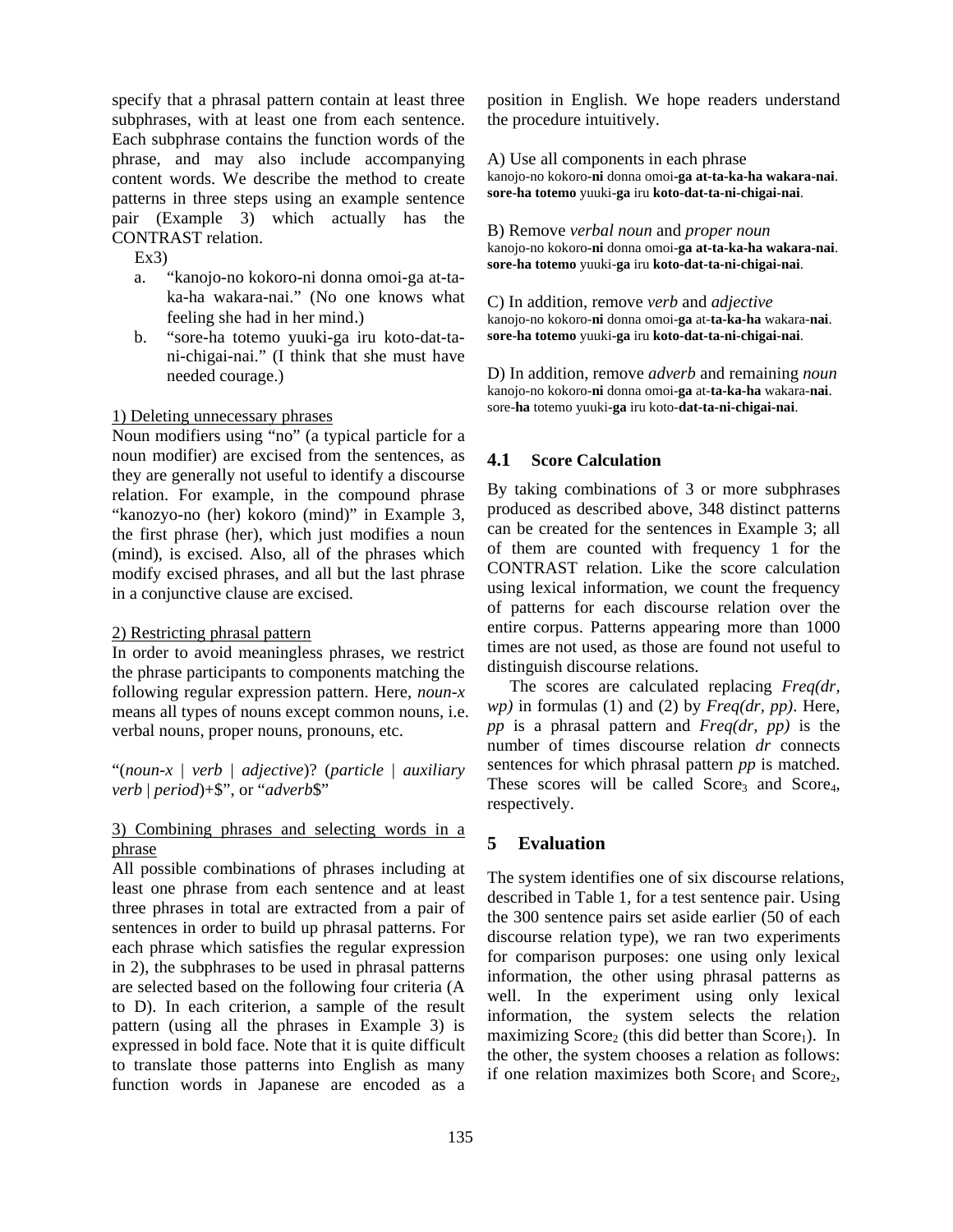specify that a phrasal pattern contain at least three subphrases, with at least one from each sentence. Each subphrase contains the function words of the phrase, and may also include accompanying content words. We describe the method to create patterns in three steps using an example sentence pair (Example 3) which actually has the CONTRAST relation.

Ex3)

a. "kanojo-no kokoro-ni donna omoi-ga at-ta-ka-ha wakara-nai." (No one knows what feeling she had in her mind.)

b. "sore-ha totemo yuuki-ga iru koto-dat-ta-ni-chigai-nai." (I think that she must have needed courage.)

1) Deleting unnecessary phrases

Noun modifiers using "no" (a typical particle for a noun modifier) are excised from the sentences, as they are generally not useful to identify a discourse relation. For example, in the compound phrase "kanozyo-no (her) kokoro (mind)" in Example 3, the first phrase (her), which just modifies a noun (mind), is excised. Also, all of the phrases which modify excised phrases, and all but the last phrase in a conjunctive clause are excised.

2) Restricting phrasal pattern

In order to avoid meaningless phrases, we restrict the phrase participants to components matching the following regular expression pattern. Here, *noun-x* means all types of nouns except common nouns, i.e. verbal nouns, proper nouns, pronouns, etc.

"(*noun-x* | *verb* | *adjective*)? (*particle* | *auxiliary verb* | *period*)+$", or "*adverb*$"

3) Combining phrases and selecting words in a phrase

All possible combinations of phrases including at least one phrase from each sentence and at least three phrases in total are extracted from a pair of sentences in order to build up phrasal patterns. For each phrase which satisfies the regular expression in 2), the subphrases to be used in phrasal patterns are selected based on the following four criteria (A to D). In each criterion, a sample of the result pattern (using all the phrases in Example 3) is expressed in bold face. Note that it is quite difficult to translate those patterns into English as many function words in Japanese are encoded as a position in English. We hope readers understand the procedure intuitively.

A) Use all components in each phrase
kanojo-no kokoro-**ni** donna omoi-**ga at-ta-ka-ha wakara-nai**.
**sore-ha totemo** yuuki-**ga** iru **koto-dat-ta-ni-chigai-nai**.

B) Remove *verbal noun* and *proper noun*
kanojo-no kokoro-**ni** donna omoi-**ga at-ta-ka-ha wakara-nai**.
**sore-ha totemo** yuuki-**ga** iru **koto-dat-ta-ni-chigai-nai**.

C) In addition, remove *verb* and *adjective*
kanojo-no kokoro-**ni** donna omoi-**ga** at-**ta-ka-ha** wakara-**nai**.
**sore-ha totemo** yuuki-**ga** iru **koto-dat-ta-ni-chigai-nai**.

D) In addition, remove *adverb* and remaining *noun*
kanojo-no kokoro-**ni** donna omoi-**ga** at-**ta-ka-ha** wakara-**nai**.
sore-**ha** totemo yuuki-**ga** iru koto-**dat-ta-ni-chigai-nai**.

### 4.1 Score Calculation

By taking combinations of 3 or more subphrases produced as described above, 348 distinct patterns can be created for the sentences in Example 3; all of them are counted with frequency 1 for the CONTRAST relation. Like the score calculation using lexical information, we count the frequency of patterns for each discourse relation over the entire corpus. Patterns appearing more than 1000 times are not used, as those are found not useful to distinguish discourse relations.

The scores are calculated replacing *Freq(dr, wp)* in formulas (1) and (2) by *Freq(dr, pp)*. Here, *pp* is a phrasal pattern and *Freq(dr, pp)* is the number of times discourse relation *dr* connects sentences for which phrasal pattern *pp* is matched. These scores will be called $\text{Score}_3$ and $\text{Score}_4$, respectively.

## 5 Evaluation

The system identifies one of six discourse relations, described in Table 1, for a test sentence pair. Using the 300 sentence pairs set aside earlier (50 of each discourse relation type), we ran two experiments for comparison purposes: one using only lexical information, the other using phrasal patterns as well. In the experiment using only lexical information, the system selects the relation maximizing $\text{Score}_2$ (this did better than $\text{Score}_1$). In the other, the system chooses a relation as follows: if one relation maximizes both $\text{Score}_1$ and $\text{Score}_2$,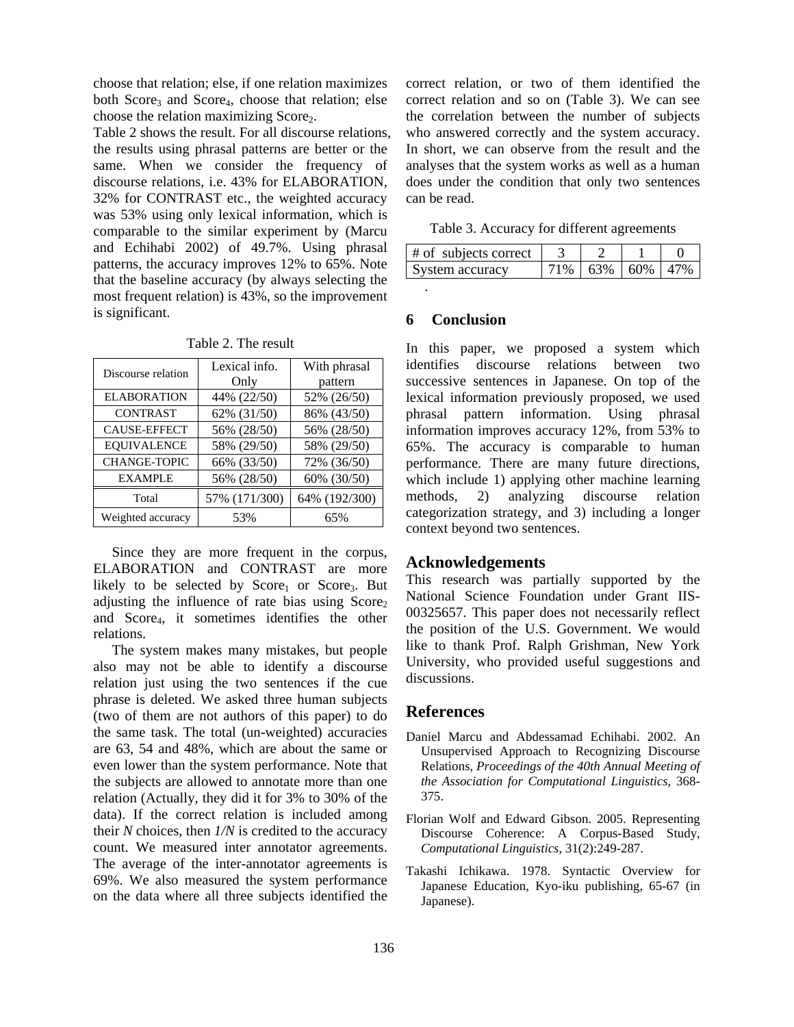choose that relation; else, if one relation maximizes both $Score_3$ and $Score_4$, choose that relation; else choose the relation maximizing $Score_2$.

Table 2 shows the result. For all discourse relations, the results using phrasal patterns are better or the same. When we consider the frequency of discourse relations, i.e. 43% for ELABORATION, 32% for CONTRAST etc., the weighted accuracy was 53% using only lexical information, which is comparable to the similar experiment by (Marcu and Echihabi 2002) of 49.7%. Using phrasal patterns, the accuracy improves 12% to 65%. Note that the baseline accuracy (by always selecting the most frequent relation) is 43%, so the improvement is significant.

Table 2. The result

| Discourse relation | Lexical info. Only | With phrasal pattern |
|---|---|---|
| ELABORATION | 44% (22/50) | 52% (26/50) |
| CONTRAST | 62% (31/50) | 86% (43/50) |
| CAUSE-EFFECT | 56% (28/50) | 56% (28/50) |
| EQUIVALENCE | 58% (29/50) | 58% (29/50) |
| CHANGE-TOPIC | 66% (33/50) | 72% (36/50) |
| EXAMPLE | 56% (28/50) | 60% (30/50) |
| Total | 57% (171/300) | 64% (192/300) |
| Weighted accuracy | 53% | 65% |

Since they are more frequent in the corpus, ELABORATION and CONTRAST are more likely to be selected by $Score_1$ or $Score_3$. But adjusting the influence of rate bias using $Score_2$ and $Score_4$, it sometimes identifies the other relations.

The system makes many mistakes, but people also may not be able to identify a discourse relation just using the two sentences if the cue phrase is deleted. We asked three human subjects (two of them are not authors of this paper) to do the same task. The total (un-weighted) accuracies are 63, 54 and 48%, which are about the same or even lower than the system performance. Note that the subjects are allowed to annotate more than one relation (Actually, they did it for 3% to 30% of the data). If the correct relation is included among their *N* choices, then *1/N* is credited to the accuracy count. We measured inter annotator agreements. The average of the inter-annotator agreements is 69%. We also measured the system performance on the data where all three subjects identified the correct relation, or two of them identified the correct relation and so on (Table 3). We can see the correlation between the number of subjects who answered correctly and the system accuracy. In short, we can observe from the result and the analyses that the system works as well as a human does under the condition that only two sentences can be read.

Table 3. Accuracy for different agreements

| # of subjects correct | 3 | 2 | 1 | 0 |
|---|---|---|---|---|
| System accuracy | 71% | 63% | 60% | 47% |

## 6 Conclusion

In this paper, we proposed a system which identifies discourse relations between two successive sentences in Japanese. On top of the lexical information previously proposed, we used phrasal pattern information. Using phrasal information improves accuracy 12%, from 53% to 65%. The accuracy is comparable to human performance. There are many future directions, which include 1) applying other machine learning methods, 2) analyzing discourse relation categorization strategy, and 3) including a longer context beyond two sentences.

## Acknowledgements

This research was partially supported by the National Science Foundation under Grant IIS-00325657. This paper does not necessarily reflect the position of the U.S. Government. We would like to thank Prof. Ralph Grishman, New York University, who provided useful suggestions and discussions.

## References

Daniel Marcu and Abdessamad Echihabi. 2002. An Unsupervised Approach to Recognizing Discourse Relations, *Proceedings of the 40th Annual Meeting of the Association for Computational Linguistics*, 368-375.

Florian Wolf and Edward Gibson. 2005. Representing Discourse Coherence: A Corpus-Based Study, *Computational Linguistics*, 31(2):249-287.

Takashi Ichikawa. 1978. Syntactic Overview for Japanese Education, Kyo-iku publishing, 65-67 (in Japanese).